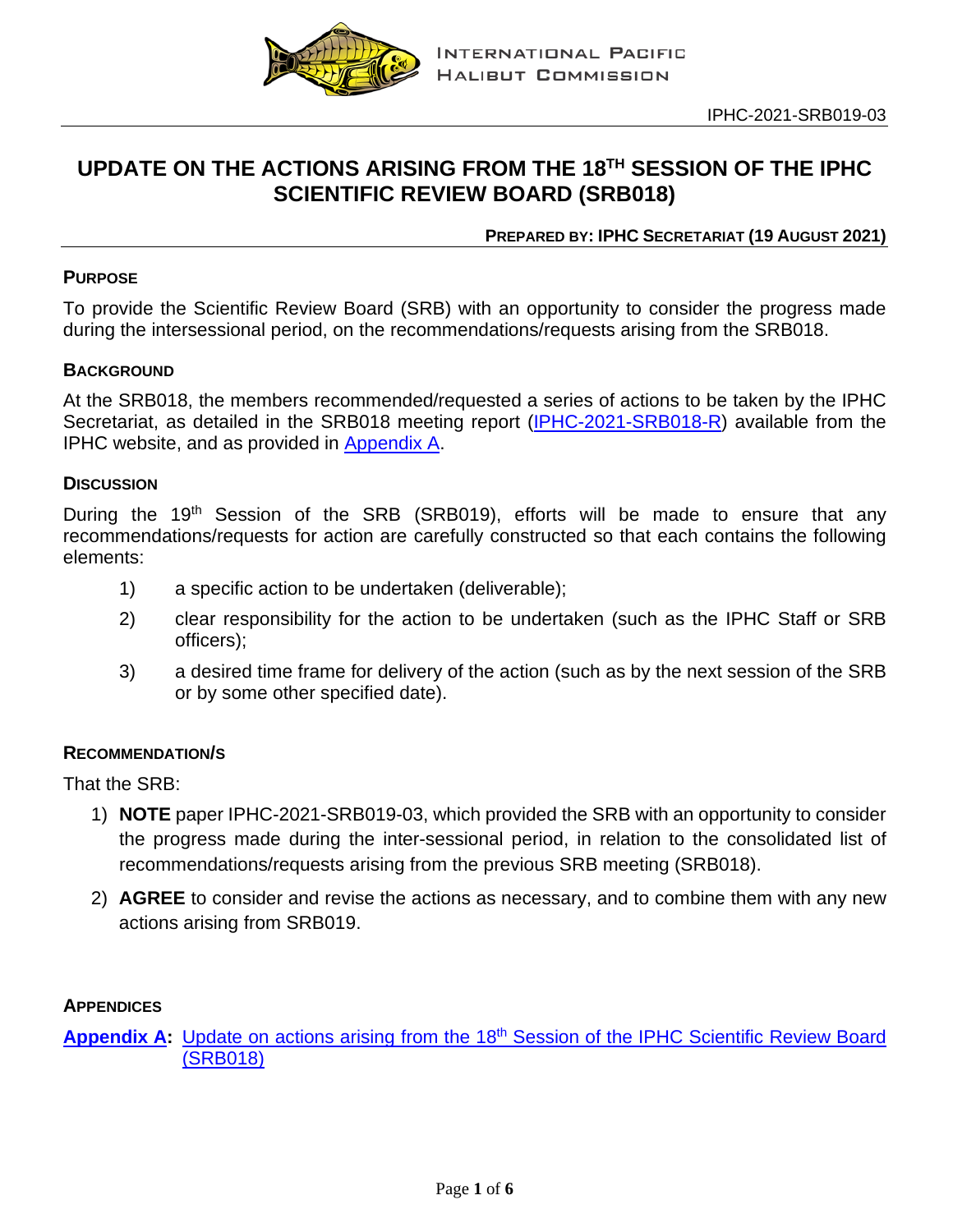INTERNATIONAL PACIFIC HALIBUT COMMISSION

IPHC-2021-SRB019-03

# UPDATE ON THE ACTIONS ARISING FROM THE 18TH SESSION OF THE IPHC SCIENTIFIC REVIEW BOARD (SRB018)

**PREPARED BY: IPHC SECRETARIAT (19 AUGUST 2021)**

### PURPOSE

To provide the Scientific Review Board (SRB) with an opportunity to consider the progress made during the intersessional period, on the recommendations/requests arising from the SRB018.

### BACKGROUND

At the SRB018, the members recommended/requested a series of actions to be taken by the IPHC Secretariat, as detailed in the SRB018 meeting report (IPHC-2021-SRB018-R) available from the IPHC website, and as provided in Appendix A.

### DISCUSSION

During the 19th Session of the SRB (SRB019), efforts will be made to ensure that any recommendations/requests for action are carefully constructed so that each contains the following elements:

1) a specific action to be undertaken (deliverable);
2) clear responsibility for the action to be undertaken (such as the IPHC Staff or SRB officers);
3) a desired time frame for delivery of the action (such as by the next session of the SRB or by some other specified date).

### RECOMMENDATION/S

That the SRB:

1) **NOTE** paper IPHC-2021-SRB019-03, which provided the SRB with an opportunity to consider the progress made during the inter-sessional period, in relation to the consolidated list of recommendations/requests arising from the previous SRB meeting (SRB018).
2) **AGREE** to consider and revise the actions as necessary, and to combine them with any new actions arising from SRB019.

### APPENDICES

**Appendix A:** Update on actions arising from the 18th Session of the IPHC Scientific Review Board (SRB018)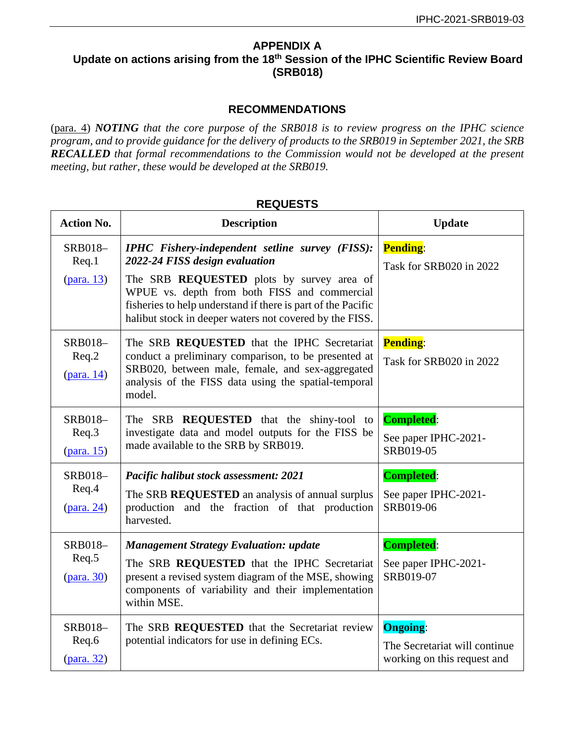## APPENDIX A
## Update on actions arising from the 18th Session of the IPHC Scientific Review Board (SRB018)

### RECOMMENDATIONS

(para. 4) ***NOTING*** *that the core purpose of the SRB018 is to review progress on the IPHC science program, and to provide guidance for the delivery of products to the SRB019 in September 2021, the SRB* ***RECALLED*** *that formal recommendations to the Commission would not be developed at the present meeting, but rather, these would be developed at the SRB019.*

### REQUESTS

| Action No. | Description | Update |
|---|---|---|
| SRB018–Req.1 (para. 13) | ***IPHC Fishery-independent setline survey (FISS): 2022-24 FISS design evaluation*** The SRB **REQUESTED** plots by survey area of WPUE vs. depth from both FISS and commercial fisheries to help understand if there is part of the Pacific halibut stock in deeper waters not covered by the FISS. | **Pending**: Task for SRB020 in 2022 |
| SRB018–Req.2 (para. 14) | The SRB **REQUESTED** that the IPHC Secretariat conduct a preliminary comparison, to be presented at SRB020, between male, female, and sex-aggregated analysis of the FISS data using the spatial-temporal model. | **Pending**: Task for SRB020 in 2022 |
| SRB018–Req.3 (para. 15) | The SRB **REQUESTED** that the shiny-tool to investigate data and model outputs for the FISS be made available to the SRB by SRB019. | **Completed**: See paper IPHC-2021-SRB019-05 |
| SRB018–Req.4 (para. 24) | ***Pacific halibut stock assessment: 2021*** The SRB **REQUESTED** an analysis of annual surplus production and the fraction of that production harvested. | **Completed**: See paper IPHC-2021-SRB019-06 |
| SRB018–Req.5 (para. 30) | ***Management Strategy Evaluation: update*** The SRB **REQUESTED** that the IPHC Secretariat present a revised system diagram of the MSE, showing components of variability and their implementation within MSE. | **Completed**: See paper IPHC-2021-SRB019-07 |
| SRB018–Req.6 (para. 32) | The SRB **REQUESTED** that the Secretariat review potential indicators for use in defining ECs. | **Ongoing**: The Secretariat will continue working on this request and |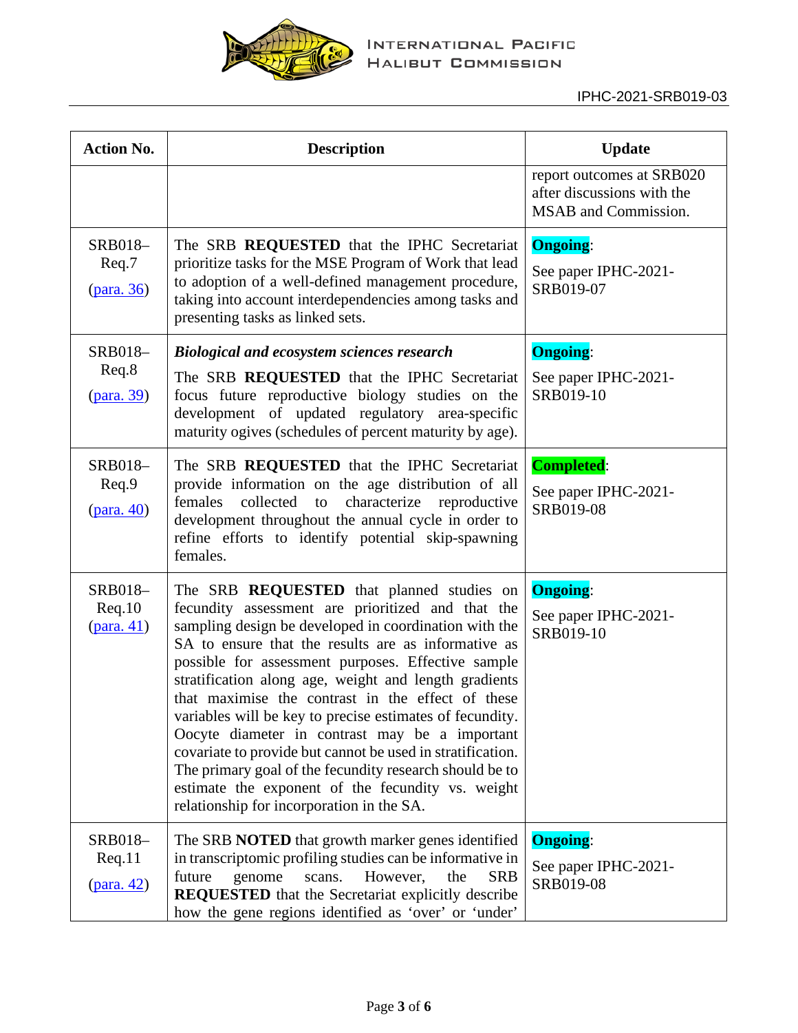| Action No. | Description | Update |
|---|---|---|
| | | report outcomes at SRB020 after discussions with the MSAB and Commission. |
| SRB018–Req.7 (para. 36) | The SRB **REQUESTED** that the IPHC Secretariat prioritize tasks for the MSE Program of Work that lead to adoption of a well-defined management procedure, taking into account interdependencies among tasks and presenting tasks as linked sets. | **Ongoing**: See paper IPHC-2021-SRB019-07 |
| SRB018–Req.8 (para. 39) | ***Biological and ecosystem sciences research*** The SRB **REQUESTED** that the IPHC Secretariat focus future reproductive biology studies on the development of updated regulatory area-specific maturity ogives (schedules of percent maturity by age). | **Ongoing**: See paper IPHC-2021-SRB019-10 |
| SRB018–Req.9 (para. 40) | The SRB **REQUESTED** that the IPHC Secretariat provide information on the age distribution of all females collected to characterize reproductive development throughout the annual cycle in order to refine efforts to identify potential skip-spawning females. | **Completed**: See paper IPHC-2021-SRB019-08 |
| SRB018–Req.10 (para. 41) | The SRB **REQUESTED** that planned studies on fecundity assessment are prioritized and that the sampling design be developed in coordination with the SA to ensure that the results are as informative as possible for assessment purposes. Effective sample stratification along age, weight and length gradients that maximise the contrast in the effect of these variables will be key to precise estimates of fecundity. Oocyte diameter in contrast may be a important covariate to provide but cannot be used in stratification. The primary goal of the fecundity research should be to estimate the exponent of the fecundity vs. weight relationship for incorporation in the SA. | **Ongoing**: See paper IPHC-2021-SRB019-10 |
| SRB018–Req.11 (para. 42) | The SRB **NOTED** that growth marker genes identified in transcriptomic profiling studies can be informative in future genome scans. However, the SRB **REQUESTED** that the Secretariat explicitly describe how the gene regions identified as 'over' or 'under' | **Ongoing**: See paper IPHC-2021-SRB019-08 |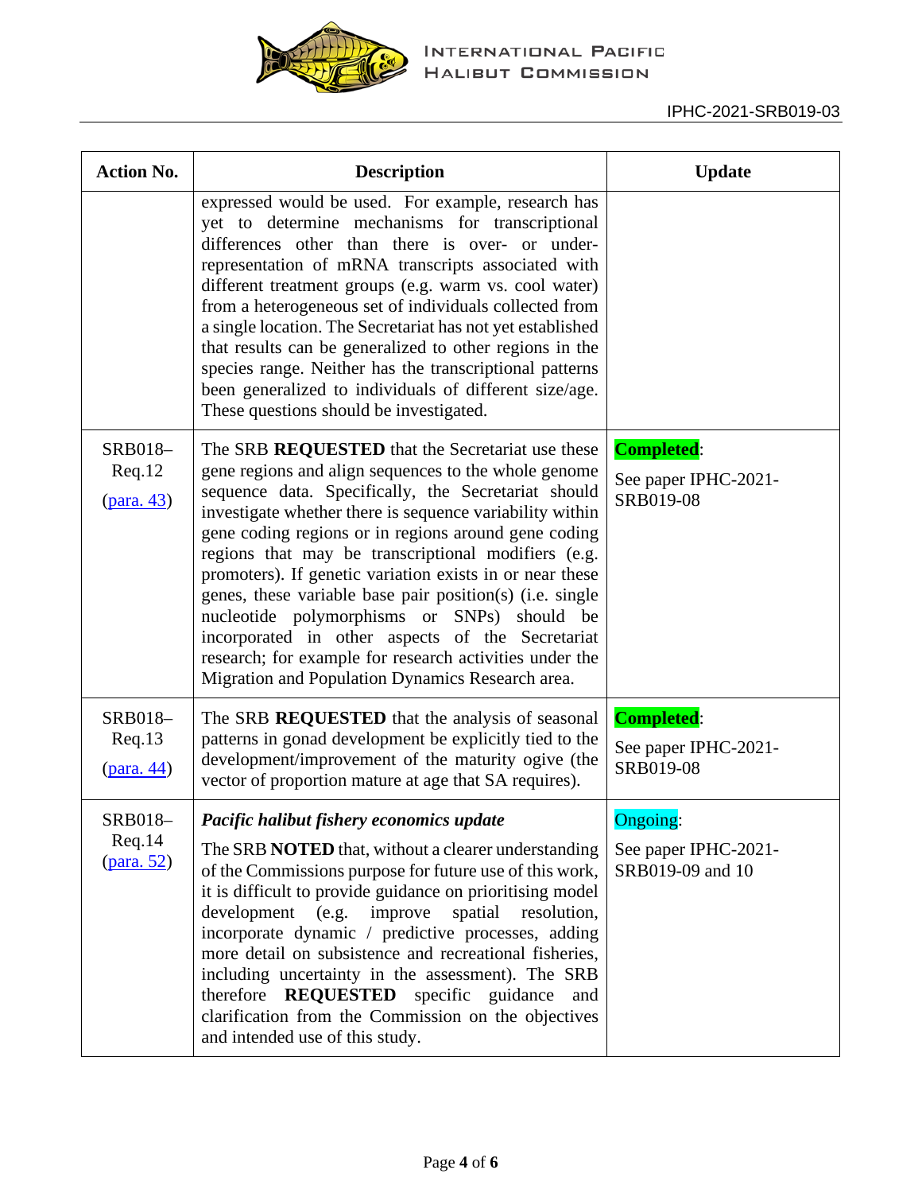| Action No. | Description | Update |
|---|---|---|
| | expressed would be used. For example, research has yet to determine mechanisms for transcriptional differences other than there is over- or under-representation of mRNA transcripts associated with different treatment groups (e.g. warm vs. cool water) from a heterogeneous set of individuals collected from a single location. The Secretariat has not yet established that results can be generalized to other regions in the species range. Neither has the transcriptional patterns been generalized to individuals of different size/age. These questions should be investigated. | |
| SRB018–Req.12 (para. 43) | The SRB **REQUESTED** that the Secretariat use these gene regions and align sequences to the whole genome sequence data. Specifically, the Secretariat should investigate whether there is sequence variability within gene coding regions or in regions around gene coding regions that may be transcriptional modifiers (e.g. promoters). If genetic variation exists in or near these genes, these variable base pair position(s) (i.e. single nucleotide polymorphisms or SNPs) should be incorporated in other aspects of the Secretariat research; for example for research activities under the Migration and Population Dynamics Research area. | **Completed**: See paper IPHC-2021-SRB019-08 |
| SRB018–Req.13 (para. 44) | The SRB **REQUESTED** that the analysis of seasonal patterns in gonad development be explicitly tied to the development/improvement of the maturity ogive (the vector of proportion mature at age that SA requires). | **Completed**: See paper IPHC-2021-SRB019-08 |
| SRB018–Req.14 (para. 52) | ***Pacific halibut fishery economics update*** The SRB **NOTED** that, without a clearer understanding of the Commissions purpose for future use of this work, it is difficult to provide guidance on prioritising model development (e.g. improve spatial resolution, incorporate dynamic / predictive processes, adding more detail on subsistence and recreational fisheries, including uncertainty in the assessment). The SRB therefore **REQUESTED** specific guidance and clarification from the Commission on the objectives and intended use of this study. | Ongoing: See paper IPHC-2021-SRB019-09 and 10 |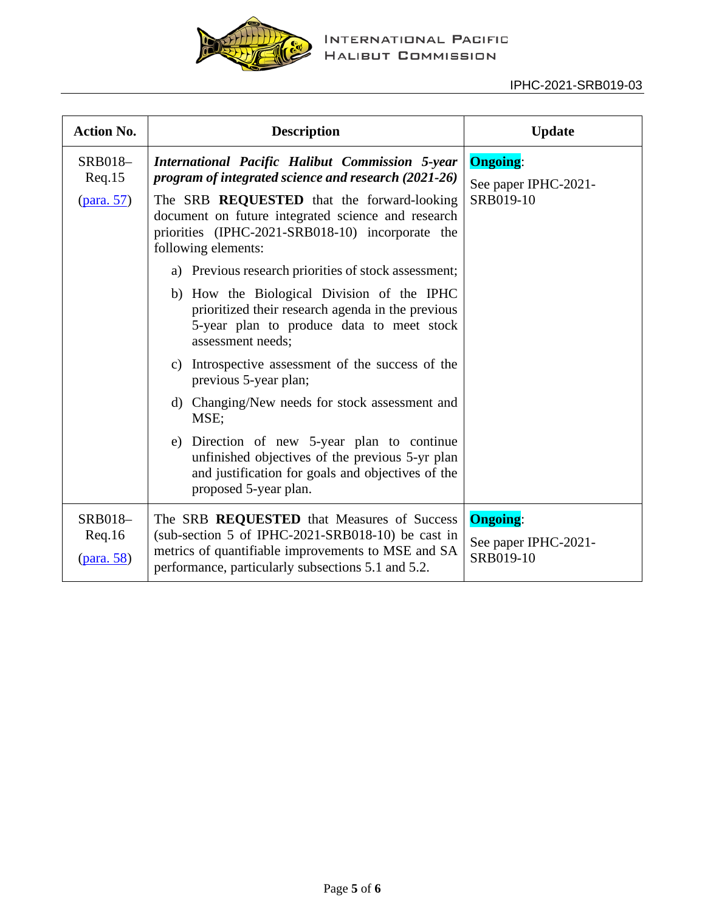| Action No. | Description | Update |
|---|---|---|
| SRB018–Req.15 (para. 57) | ***International Pacific Halibut Commission 5-year program of integrated science and research (2021-26)*** The SRB **REQUESTED** that the forward-looking document on future integrated science and research priorities (IPHC-2021-SRB018-10) incorporate the following elements: a) Previous research priorities of stock assessment; b) How the Biological Division of the IPHC prioritized their research agenda in the previous 5-year plan to produce data to meet stock assessment needs; c) Introspective assessment of the success of the previous 5-year plan; d) Changing/New needs for stock assessment and MSE; e) Direction of new 5-year plan to continue unfinished objectives of the previous 5-yr plan and justification for goals and objectives of the proposed 5-year plan. | **Ongoing**: See paper IPHC-2021-SRB019-10 |
| SRB018–Req.16 (para. 58) | The SRB **REQUESTED** that Measures of Success (sub-section 5 of IPHC-2021-SRB018-10) be cast in metrics of quantifiable improvements to MSE and SA performance, particularly subsections 5.1 and 5.2. | **Ongoing**: See paper IPHC-2021-SRB019-10 |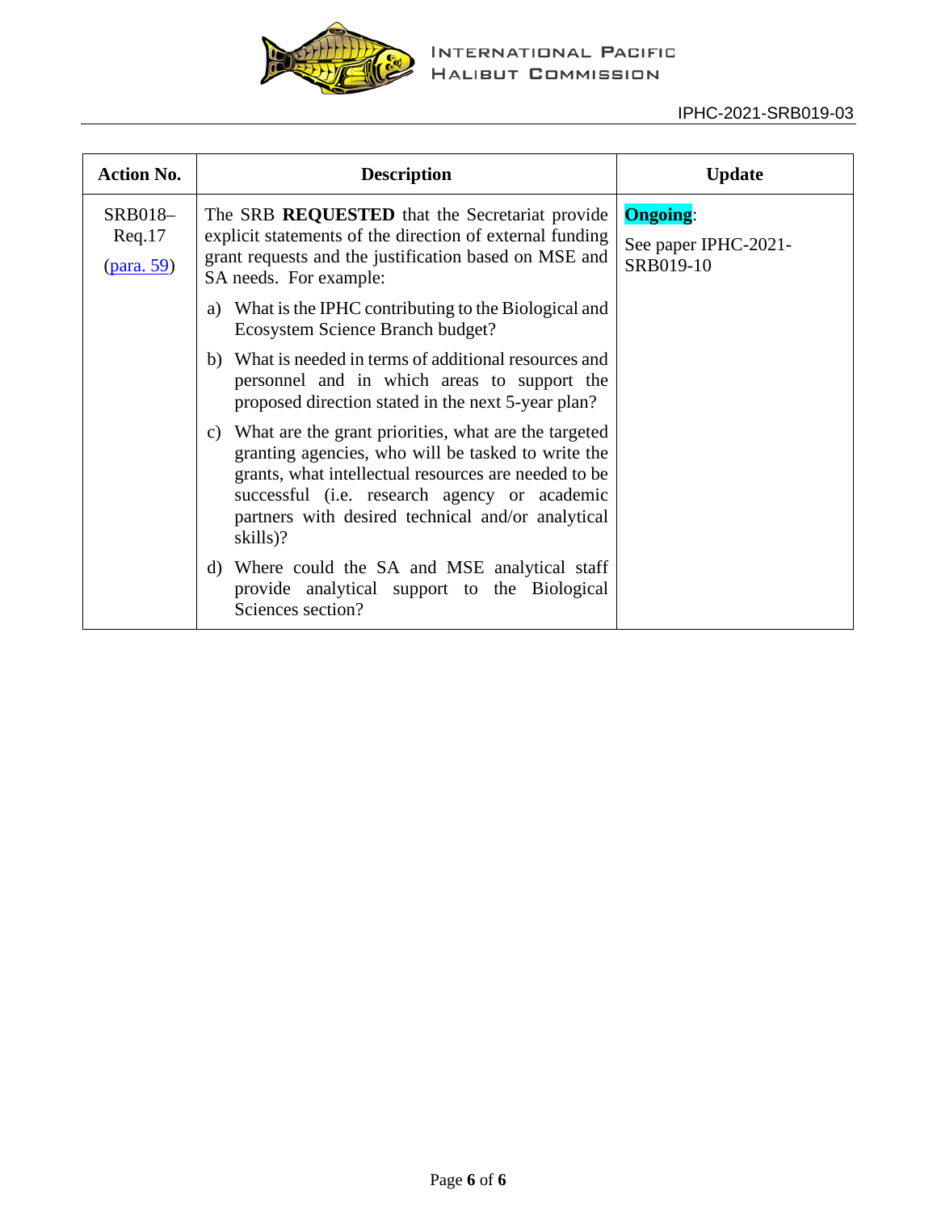| Action No. | Description | Update |
|---|---|---|
| SRB018–Req.17 (para. 59) | The SRB **REQUESTED** that the Secretariat provide explicit statements of the direction of external funding grant requests and the justification based on MSE and SA needs. For example:<br>a) What is the IPHC contributing to the Biological and Ecosystem Science Branch budget?<br>b) What is needed in terms of additional resources and personnel and in which areas to support the proposed direction stated in the next 5-year plan?<br>c) What are the grant priorities, what are the targeted granting agencies, who will be tasked to write the grants, what intellectual resources are needed to be successful (i.e. research agency or academic partners with desired technical and/or analytical skills)?<br>d) Where could the SA and MSE analytical staff provide analytical support to the Biological Sciences section? | **Ongoing**:<br>See paper IPHC-2021-SRB019-10 |